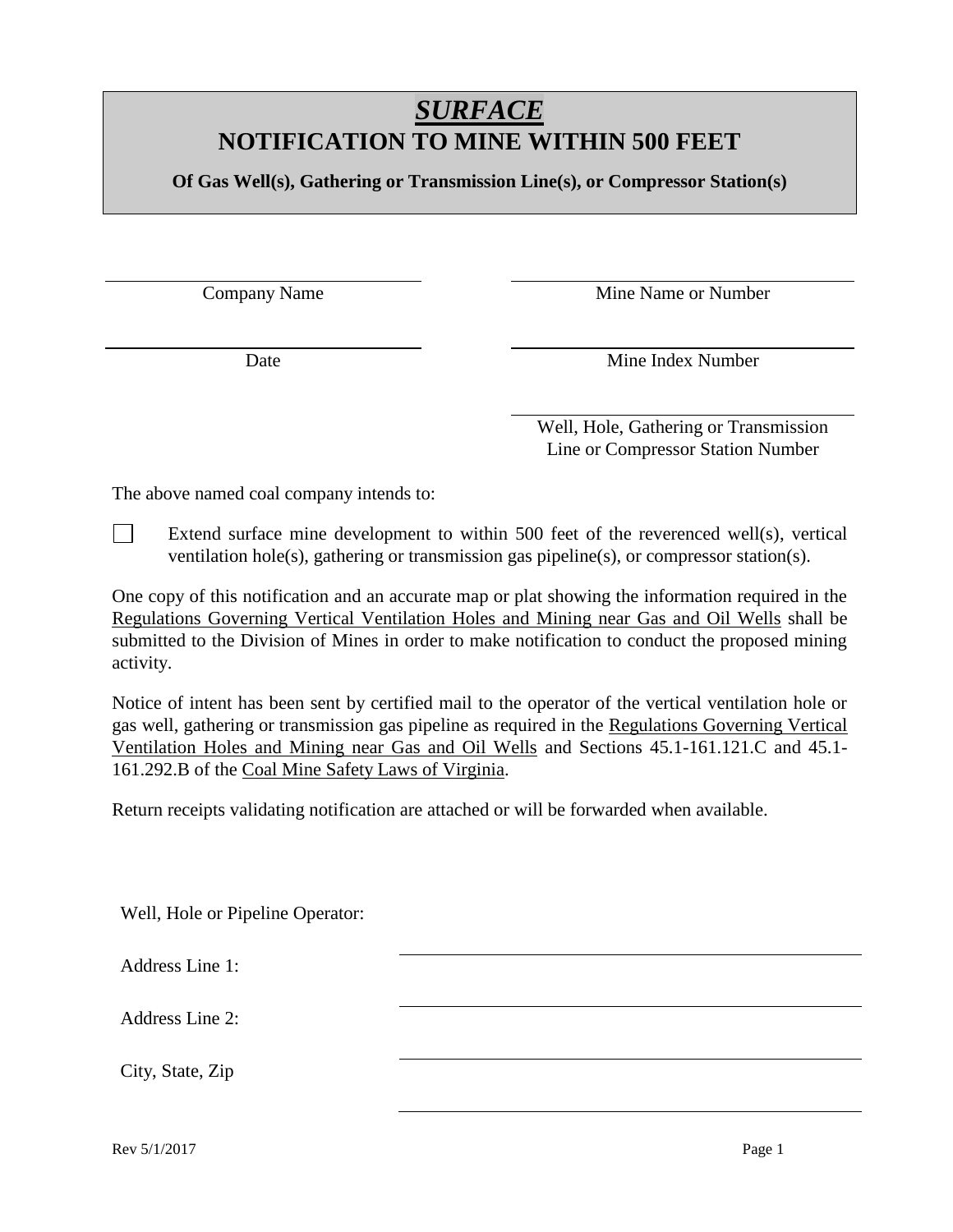# ***SURFACE***
# NOTIFICATION TO MINE WITHIN 500 FEET

**Of Gas Well(s), Gathering or Transmission Line(s), or Compressor Station(s)**

| | |
|---|---|
| \_\_\_\_\_\_\_\_\_\_\_\_\_\_\_\_\_\_\_\_ | \_\_\_\_\_\_\_\_\_\_\_\_\_\_\_\_\_\_\_\_ |
| Company Name | Mine Name or Number |
| \_\_\_\_\_\_\_\_\_\_\_\_\_\_\_\_\_\_\_\_ | \_\_\_\_\_\_\_\_\_\_\_\_\_\_\_\_\_\_\_\_ |
| Date | Mine Index Number |
| | \_\_\_\_\_\_\_\_\_\_\_\_\_\_\_\_\_\_\_\_ |
| | Well, Hole, Gathering or Transmission Line or Compressor Station Number |

The above named coal company intends to:

☐ Extend surface mine development to within 500 feet of the reverenced well(s), vertical ventilation hole(s), gathering or transmission gas pipeline(s), or compressor station(s).

One copy of this notification and an accurate map or plat showing the information required in the <u>Regulations Governing Vertical Ventilation Holes and Mining near Gas and Oil Wells</u> shall be submitted to the Division of Mines in order to make notification to conduct the proposed mining activity.

Notice of intent has been sent by certified mail to the operator of the vertical ventilation hole or gas well, gathering or transmission gas pipeline as required in the <u>Regulations Governing Vertical Ventilation Holes and Mining near Gas and Oil Wells</u> and Sections 45.1-161.121.C and 45.1-161.292.B of the <u>Coal Mine Safety Laws of Virginia</u>.

Return receipts validating notification are attached or will be forwarded when available.

Well, Hole or Pipeline Operator: \_\_\_\_\_\_\_\_\_\_\_\_\_\_\_\_\_\_\_\_

Address Line 1: \_\_\_\_\_\_\_\_\_\_\_\_\_\_\_\_\_\_\_\_

Address Line 2: \_\_\_\_\_\_\_\_\_\_\_\_\_\_\_\_\_\_\_\_

City, State, Zip \_\_\_\_\_\_\_\_\_\_\_\_\_\_\_\_\_\_\_\_

Rev 5/1/2017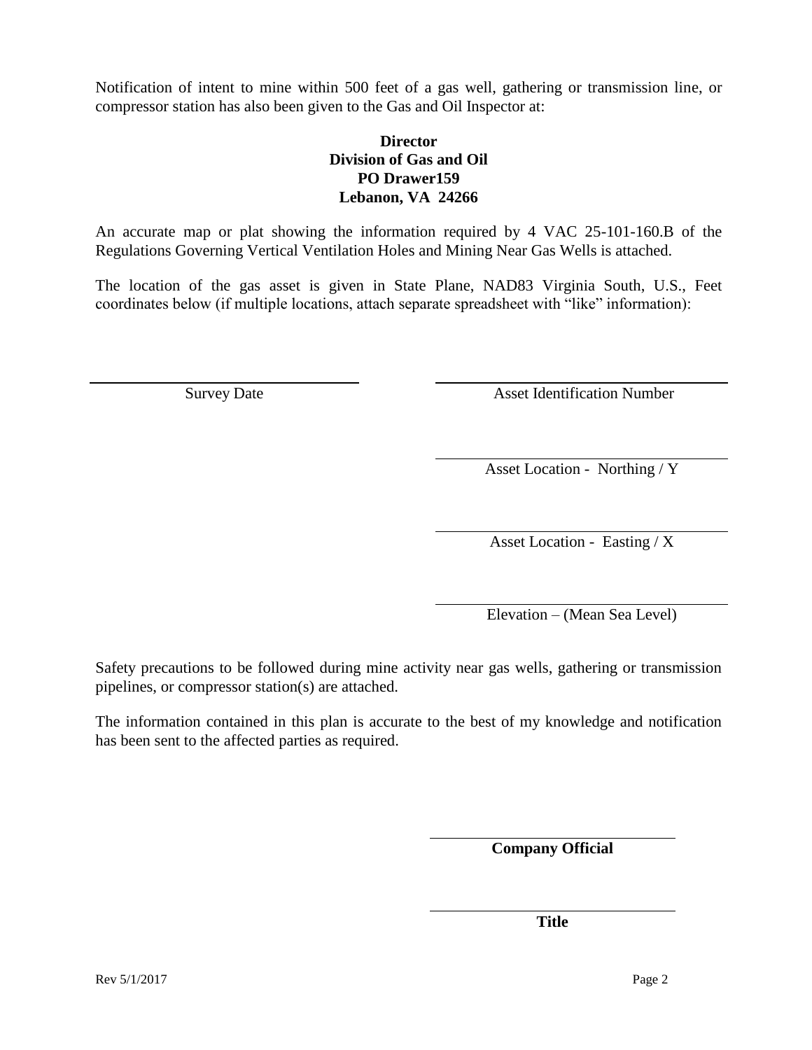Notification of intent to mine within 500 feet of a gas well, gathering or transmission line, or compressor station has also been given to the Gas and Oil Inspector at:

**Director**
**Division of Gas and Oil**
**PO Drawer159**
**Lebanon, VA 24266**

An accurate map or plat showing the information required by 4 VAC 25-101-160.B of the Regulations Governing Vertical Ventilation Holes and Mining Near Gas Wells is attached.

The location of the gas asset is given in State Plane, NAD83 Virginia South, U.S., Feet coordinates below (if multiple locations, attach separate spreadsheet with "like" information):

\_\_\_\_\_\_\_\_\_\_\_\_\_\_\_\_\_\_\_\_\_\_\_\_\_\_\_\_\_\_
Survey Date

\_\_\_\_\_\_\_\_\_\_\_\_\_\_\_\_\_\_\_\_\_\_\_\_\_\_\_\_\_\_
Asset Identification Number

\_\_\_\_\_\_\_\_\_\_\_\_\_\_\_\_\_\_\_\_\_\_\_\_\_\_\_\_\_\_
Asset Location - Northing / Y

\_\_\_\_\_\_\_\_\_\_\_\_\_\_\_\_\_\_\_\_\_\_\_\_\_\_\_\_\_\_
Asset Location - Easting / X

\_\_\_\_\_\_\_\_\_\_\_\_\_\_\_\_\_\_\_\_\_\_\_\_\_\_\_\_\_\_
Elevation – (Mean Sea Level)

Safety precautions to be followed during mine activity near gas wells, gathering or transmission pipelines, or compressor station(s) are attached.

The information contained in this plan is accurate to the best of my knowledge and notification has been sent to the affected parties as required.

\_\_\_\_\_\_\_\_\_\_\_\_\_\_\_\_\_\_\_\_\_\_\_\_\_\_\_\_\_\_
**Company Official**

\_\_\_\_\_\_\_\_\_\_\_\_\_\_\_\_\_\_\_\_\_\_\_\_\_\_\_\_\_\_
**Title**

Rev 5/1/2017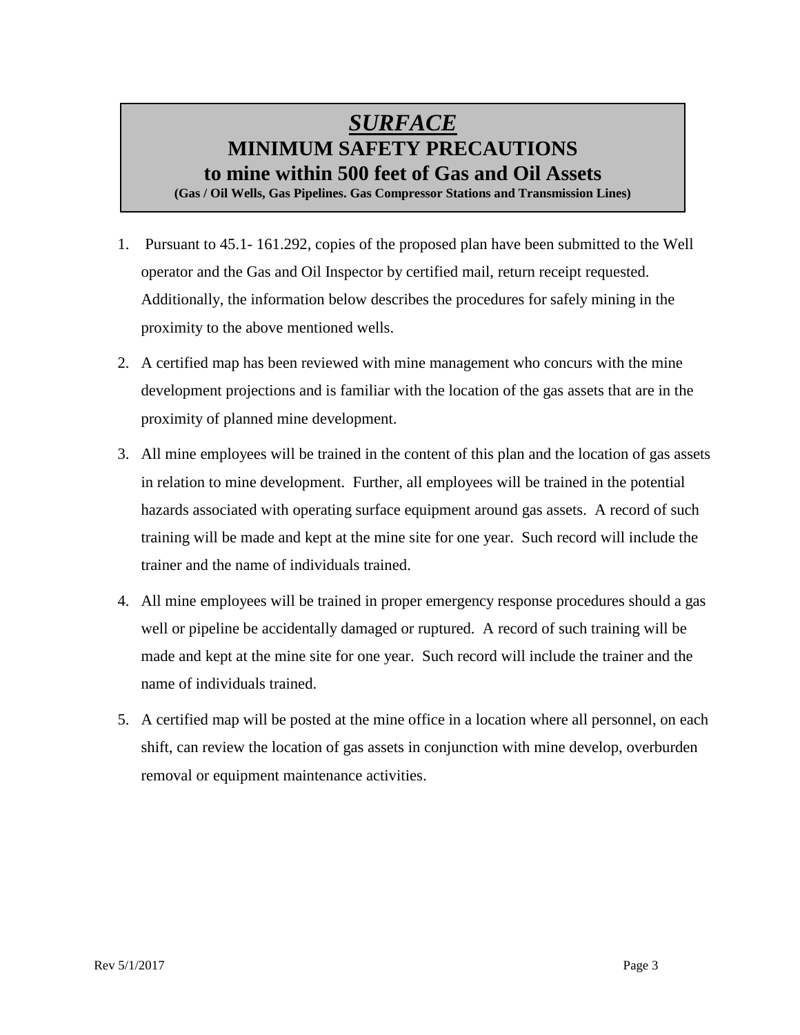# ***SURFACE***

## MINIMUM SAFETY PRECAUTIONS
## to mine within 500 feet of Gas and Oil Assets

**(Gas / Oil Wells, Gas Pipelines. Gas Compressor Stations and Transmission Lines)**

1. Pursuant to 45.1- 161.292, copies of the proposed plan have been submitted to the Well operator and the Gas and Oil Inspector by certified mail, return receipt requested. Additionally, the information below describes the procedures for safely mining in the proximity to the above mentioned wells.
2. A certified map has been reviewed with mine management who concurs with the mine development projections and is familiar with the location of the gas assets that are in the proximity of planned mine development.
3. All mine employees will be trained in the content of this plan and the location of gas assets in relation to mine development. Further, all employees will be trained in the potential hazards associated with operating surface equipment around gas assets. A record of such training will be made and kept at the mine site for one year. Such record will include the trainer and the name of individuals trained.
4. All mine employees will be trained in proper emergency response procedures should a gas well or pipeline be accidentally damaged or ruptured. A record of such training will be made and kept at the mine site for one year. Such record will include the trainer and the name of individuals trained.
5. A certified map will be posted at the mine office in a location where all personnel, on each shift, can review the location of gas assets in conjunction with mine develop, overburden removal or equipment maintenance activities.

Rev 5/1/2017